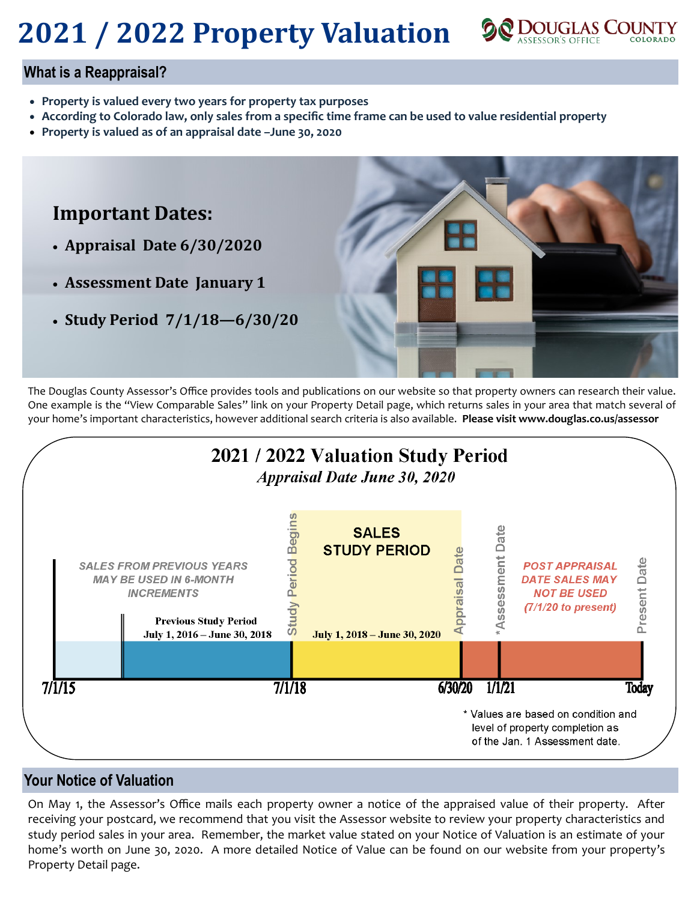# 2021 / 2022 Property Valuation

DOUGLAS COUNTY ASSESSOR'S OFFICE COLORADO

## What is a Reappraisal?

- **Property is valued every two years for property tax purposes**
- **According to Colorado law, only sales from a specific time frame can be used to value residential property**
- **Property is valued as of an appraisal date –June 30, 2020**

## Important Dates:

- **Appraisal Date 6/30/2020**
- **Assessment Date January 1**
- **Study Period 7/1/18—6/30/20**

The Douglas County Assessor's Office provides tools and publications on our website so that property owners can research their value. One example is the "View Comparable Sales" link on your Property Detail page, which returns sales in your area that match several of your home's important characteristics, however additional search criteria is also available. **Please visit www.douglas.co.us/assessor**

### 2021 / 2022 Valuation Study Period

*Appraisal Date June 30, 2020*

- *SALES FROM PREVIOUS YEARS MAY BE USED IN 6-MONTH INCREMENTS*
- Previous Study Period: July 1, 2016 – June 30, 2018
- Study Period Begins: 7/1/18
- SALES STUDY PERIOD: July 1, 2018 – June 30, 2020
- Appraisal Date: 6/30/20
- *Assessment Date: 1/1/21
- *POST APPRAISAL DATE SALES MAY NOT BE USED (7/1/20 to present)*
- Present Date: Today

Timeline: 7/1/15 — 7/1/18 — 6/30/20 — 1/1/21 — Today

\* Values are based on condition and level of property completion as of the Jan. 1 Assessment date.

## Your Notice of Valuation

On May 1, the Assessor's Office mails each property owner a notice of the appraised value of their property. After receiving your postcard, we recommend that you visit the Assessor website to review your property characteristics and study period sales in your area. Remember, the market value stated on your Notice of Valuation is an estimate of your home's worth on June 30, 2020. A more detailed Notice of Value can be found on our website from your property's Property Detail page.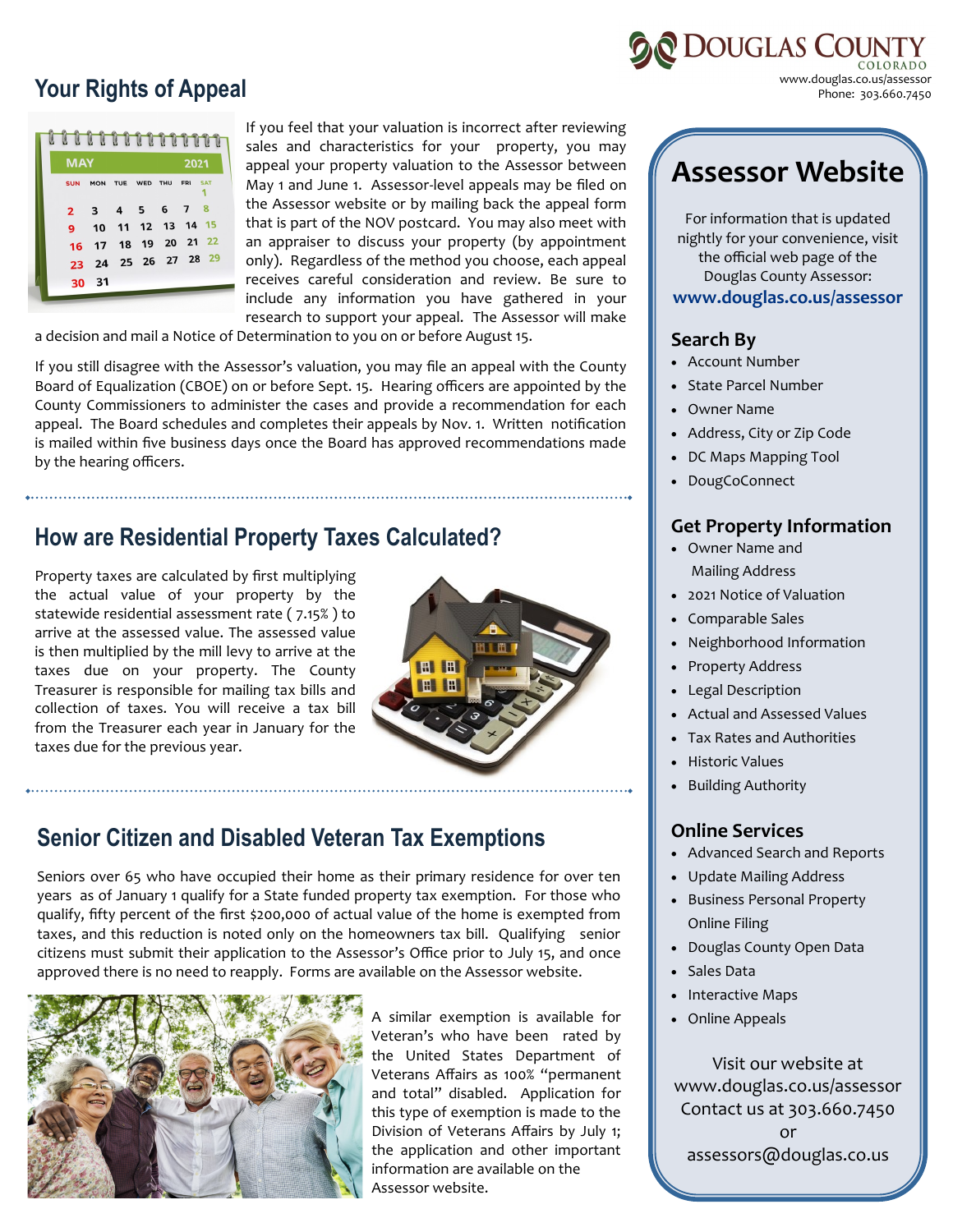Douglas County Colorado
www.douglas.co.us/assessor
Phone: 303.660.7450

## Your Rights of Appeal

If you feel that your valuation is incorrect after reviewing sales and characteristics for your property, you may appeal your property valuation to the Assessor between May 1 and June 1. Assessor-level appeals may be filed on the Assessor website or by mailing back the appeal form that is part of the NOV postcard. You may also meet with an appraiser to discuss your property (by appointment only). Regardless of the method you choose, each appeal receives careful consideration and review. Be sure to include any information you have gathered in your research to support your appeal. The Assessor will make a decision and mail a Notice of Determination to you on or before August 15.

If you still disagree with the Assessor's valuation, you may file an appeal with the County Board of Equalization (CBOE) on or before Sept. 15. Hearing officers are appointed by the County Commissioners to administer the cases and provide a recommendation for each appeal. The Board schedules and completes their appeals by Nov. 1. Written notification is mailed within five business days once the Board has approved recommendations made by the hearing officers.

## How are Residential Property Taxes Calculated?

Property taxes are calculated by first multiplying the actual value of your property by the statewide residential assessment rate ( 7.15% ) to arrive at the assessed value. The assessed value is then multiplied by the mill levy to arrive at the taxes due on your property. The County Treasurer is responsible for mailing tax bills and collection of taxes. You will receive a tax bill from the Treasurer each year in January for the taxes due for the previous year.

## Senior Citizen and Disabled Veteran Tax Exemptions

Seniors over 65 who have occupied their home as their primary residence for over ten years as of January 1 qualify for a State funded property tax exemption. For those who qualify, fifty percent of the first $200,000 of actual value of the home is exempted from taxes, and this reduction is noted only on the homeowners tax bill. Qualifying senior citizens must submit their application to the Assessor's Office prior to July 15, and once approved there is no need to reapply. Forms are available on the Assessor website.

A similar exemption is available for Veteran's who have been rated by the United States Department of Veterans Affairs as 100% "permanent and total" disabled. Application for this type of exemption is made to the Division of Veterans Affairs by July 1; the application and other important information are available on the Assessor website.

## Assessor Website

For information that is updated nightly for your convenience, visit the official web page of the Douglas County Assessor:
**www.douglas.co.us/assessor**

### Search By

- Account Number
- State Parcel Number
- Owner Name
- Address, City or Zip Code
- DC Maps Mapping Tool
- DougCoConnect

### Get Property Information

- Owner Name and Mailing Address
- 2021 Notice of Valuation
- Comparable Sales
- Neighborhood Information
- Property Address
- Legal Description
- Actual and Assessed Values
- Tax Rates and Authorities
- Historic Values
- Building Authority

### Online Services

- Advanced Search and Reports
- Update Mailing Address
- Business Personal Property Online Filing
- Douglas County Open Data
- Sales Data
- Interactive Maps
- Online Appeals

Visit our website at www.douglas.co.us/assessor
Contact us at 303.660.7450
or
assessors@douglas.co.us